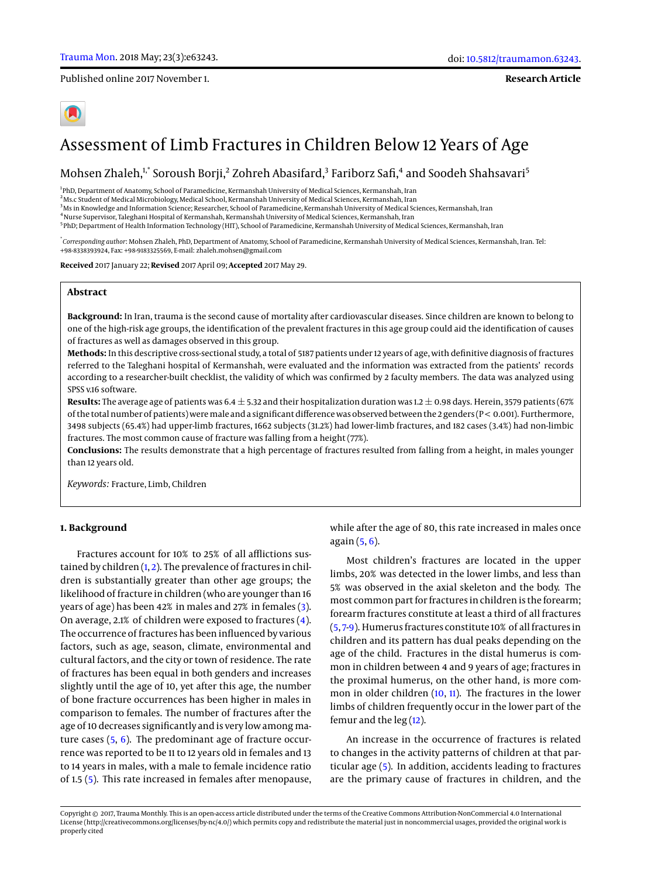Published online 2017 November 1.

**Research Article**

# Assessment of Limb Fractures in Children Below 12 Years of Age

Mohsen Zhaleh,[1,*] Soroush Borji,[2] Zohreh Abasifard,[3] Fariborz Safi,[4] and Soodeh Shahsavari[5]

[1]PhD, Department of Anatomy, School of Paramedicine, Kermanshah University of Medical Sciences, Kermanshah, Iran
[2]Ms.c Student of Medical Microbiology, Medical School, Kermanshah University of Medical Sciences, Kermanshah, Iran
[3]Ms in Knowledge and Information Science; Researcher, School of Paramedicine, Kermanshah University of Medical Sciences, Kermanshah, Iran
[4]Nurse Supervisor, Taleghani Hospital of Kermanshah, Kermanshah University of Medical Sciences, Kermanshah, Iran
[5]PhD; Department of Health Information Technology (HIT), School of Paramedicine, Kermanshah University of Medical Sciences, Kermanshah, Iran

[*]*Corresponding author*: Mohsen Zhaleh, PhD, Department of Anatomy, School of Paramedicine, Kermanshah University of Medical Sciences, Kermanshah, Iran. Tel: +98-8338393924, Fax: +98-9183325569, E-mail: zhaleh.mohsen@gmail.com

**Received** 2017 January 22; **Revised** 2017 April 09; **Accepted** 2017 May 29.

## Abstract

**Background:** In Iran, trauma is the second cause of mortality after cardiovascular diseases. Since children are known to belong to one of the high-risk age groups, the identification of the prevalent fractures in this age group could aid the identification of causes of fractures as well as damages observed in this group.

**Methods:** In this descriptive cross-sectional study, a total of 5187 patients under 12 years of age, with definitive diagnosis of fractures referred to the Taleghani hospital of Kermanshah, were evaluated and the information was extracted from the patients' records according to a researcher-built checklist, the validity of which was confirmed by 2 faculty members. The data was analyzed using SPSS v.16 software.

**Results:** The average age of patients was $6.4 \pm 5.32$ and their hospitalization duration was $1.2 \pm 0.98$ days. Herein, 3579 patients (67% of the total number of patients) were male and a significant difference was observed between the 2 genders ($P < 0.001$). Furthermore, 3498 subjects (65.4%) had upper-limb fractures, 1662 subjects (31.2%) had lower-limb fractures, and 182 cases (3.4%) had non-limbic fractures. The most common cause of fracture was falling from a height (77%).

**Conclusions:** The results demonstrate that a high percentage of fractures resulted from falling from a height, in males younger than 12 years old.

*Keywords:* Fracture, Limb, Children

## 1. Background

Fractures account for 10% to 25% of all afflictions sustained by children (1, 2). The prevalence of fractures in children is substantially greater than other age groups; the likelihood of fracture in children (who are younger than 16 years of age) has been 42% in males and 27% in females (3). On average, 2.1% of children were exposed to fractures (4). The occurrence of fractures has been influenced by various factors, such as age, season, climate, environmental and cultural factors, and the city or town of residence. The rate of fractures has been equal in both genders and increases slightly until the age of 10, yet after this age, the number of bone fracture occurrences has been higher in males in comparison to females. The number of fractures after the age of 10 decreases significantly and is very low among mature cases (5, 6). The predominant age of fracture occurrence was reported to be 11 to 12 years old in females and 13 to 14 years in males, with a male to female incidence ratio of 1.5 (5). This rate increased in females after menopause, while after the age of 80, this rate increased in males once again (5, 6).

Most children's fractures are located in the upper limbs, 20% was detected in the lower limbs, and less than 5% was observed in the axial skeleton and the body. The most common part for fractures in children is the forearm; forearm fractures constitute at least a third of all fractures (5, 7-9). Humerus fractures constitute 10% of all fractures in children and its pattern has dual peaks depending on the age of the child. Fractures in the distal humerus is common in children between 4 and 9 years of age; fractures in the proximal humerus, on the other hand, is more common in older children (10, 11). The fractures in the lower limbs of children frequently occur in the lower part of the femur and the leg (12).

An increase in the occurrence of fractures is related to changes in the activity patterns of children at that particular age (5). In addition, accidents leading to fractures are the primary cause of fractures in children, and the

Copyright © 2017, Trauma Monthly. This is an open-access article distributed under the terms of the Creative Commons Attribution-NonCommercial 4.0 International License (http://creativecommons.org/licenses/by-nc/4.0/) which permits copy and redistribute the material just in noncommercial usages, provided the original work is properly cited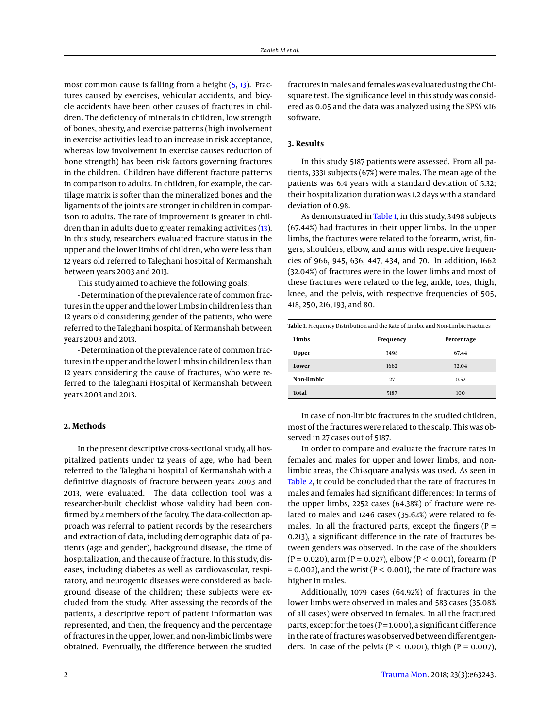most common cause is falling from a height (5, 13). Fractures caused by exercises, vehicular accidents, and bicycle accidents have been other causes of fractures in children. The deficiency of minerals in children, low strength of bones, obesity, and exercise patterns (high involvement in exercise activities lead to an increase in risk acceptance, whereas low involvement in exercise causes reduction of bone strength) has been risk factors governing fractures in the children. Children have different fracture patterns in comparison to adults. In children, for example, the cartilage matrix is softer than the mineralized bones and the ligaments of the joints are stronger in children in comparison to adults. The rate of improvement is greater in children than in adults due to greater remaking activities (13). In this study, researchers evaluated fracture status in the upper and the lower limbs of children, who were less than 12 years old referred to Taleghani hospital of Kermanshah between years 2003 and 2013.

This study aimed to achieve the following goals:

- Determination of the prevalence rate of common fractures in the upper and the lower limbs in children less than 12 years old considering gender of the patients, who were referred to the Taleghani hospital of Kermanshah between years 2003 and 2013.

- Determination of the prevalence rate of common fractures in the upper and the lower limbs in children less than 12 years considering the cause of fractures, who were referred to the Taleghani Hospital of Kermanshah between years 2003 and 2013.

## 2. Methods

In the present descriptive cross-sectional study, all hospitalized patients under 12 years of age, who had been referred to the Taleghani hospital of Kermanshah with a definitive diagnosis of fracture between years 2003 and 2013, were evaluated. The data collection tool was a researcher-built checklist whose validity had been confirmed by 2 members of the faculty. The data-collection approach was referral to patient records by the researchers and extraction of data, including demographic data of patients (age and gender), background disease, the time of hospitalization, and the cause of fracture. In this study, diseases, including diabetes as well as cardiovascular, respiratory, and neurogenic diseases were considered as background disease of the children; these subjects were excluded from the study. After assessing the records of the patients, a descriptive report of patient information was represented, and then, the frequency and the percentage of fractures in the upper, lower, and non-limbic limbs were obtained. Eventually, the difference between the studied fractures in males and females was evaluated using the Chi-square test. The significance level in this study was considered as 0.05 and the data was analyzed using the SPSS v.16 software.

## 3. Results

In this study, 5187 patients were assessed. From all patients, 3331 subjects (67%) were males. The mean age of the patients was 6.4 years with a standard deviation of 5.32; their hospitalization duration was 1.2 days with a standard deviation of 0.98.

As demonstrated in Table 1, in this study, 3498 subjects (67.44%) had fractures in their upper limbs. In the upper limbs, the fractures were related to the forearm, wrist, fingers, shoulders, elbow, and arms with respective frequencies of 966, 945, 636, 447, 434, and 70. In addition, 1662 (32.04%) of fractures were in the lower limbs and most of these fractures were related to the leg, ankle, toes, thigh, knee, and the pelvis, with respective frequencies of 505, 418, 250, 216, 193, and 80.

**Table 1.** Frequency Distribution and the Rate of Limbic and Non-Limbic Fractures

| Limbs | Frequency | Percentage |
|---|---|---|
| **Upper** | 3498 | 67.44 |
| **Lower** | 1662 | 32.04 |
| **Non-limbic** | 27 | 0.52 |
| **Total** | 5187 | 100 |

In case of non-limbic fractures in the studied children, most of the fractures were related to the scalp. This was observed in 27 cases out of 5187.

In order to compare and evaluate the fracture rates in females and males for upper and lower limbs, and non-limbic areas, the Chi-square analysis was used. As seen in Table 2, it could be concluded that the rate of fractures in males and females had significant differences: In terms of the upper limbs, 2252 cases (64.38%) of fracture were related to males and 1246 cases (35.62%) were related to females. In all the fractured parts, except the fingers ($P = 0.213$), a significant difference in the rate of fractures between genders was observed. In the case of the shoulders ($P = 0.020$), arm ($P = 0.027$), elbow ($P < 0.001$), forearm ($P = 0.002$), and the wrist ($P < 0.001$), the rate of fracture was higher in males.

Additionally, 1079 cases (64.92%) of fractures in the lower limbs were observed in males and 583 cases (35.08% of all cases) were observed in females. In all the fractured parts, except for the toes ($P = 1.000$), a significant difference in the rate of fractures was observed between different genders. In case of the pelvis ($P < 0.001$), thigh ($P = 0.007$),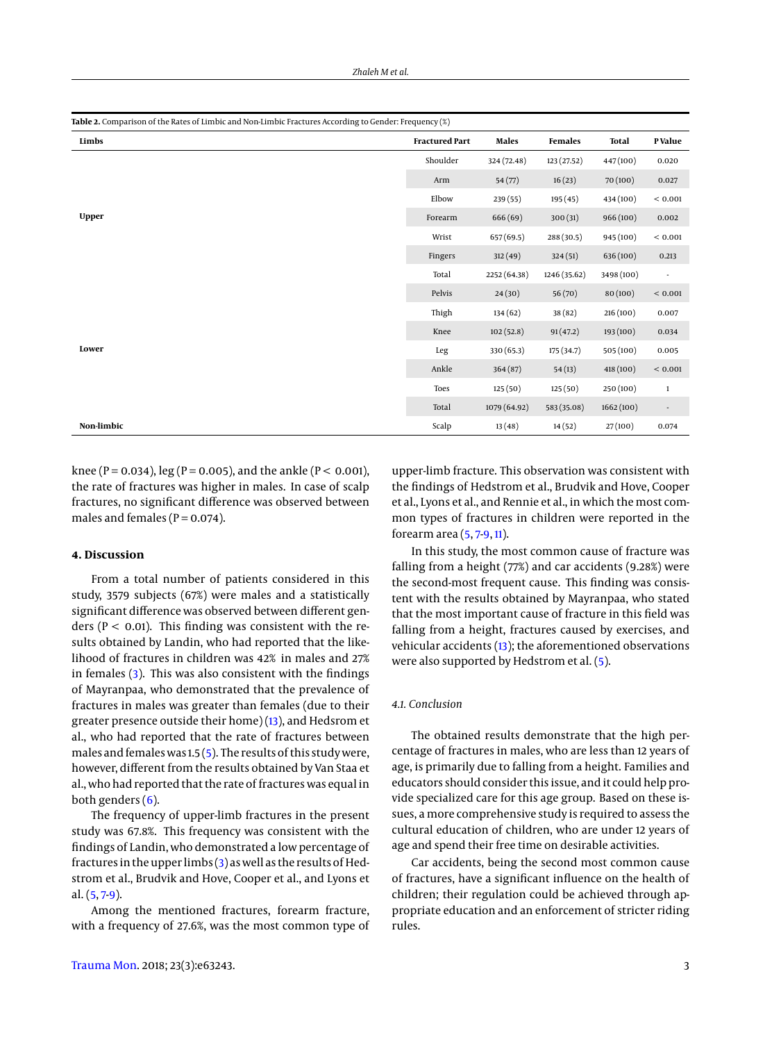**Table 2.** Comparison of the Rates of Limbic and Non-Limbic Fractures According to Gender: Frequency (%)

| Limbs | Fractured Part | Males | Females | Total | P Value |
|---|---|---|---|---|---|
| Upper | Shoulder | 324 (72.48) | 123 (27.52) | 447 (100) | 0.020 |
| | Arm | 54 (77) | 16 (23) | 70 (100) | 0.027 |
| | Elbow | 239 (55) | 195 (45) | 434 (100) | < 0.001 |
| | Forearm | 666 (69) | 300 (31) | 966 (100) | 0.002 |
| | Wrist | 657 (69.5) | 288 (30.5) | 945 (100) | < 0.001 |
| | Fingers | 312 (49) | 324 (51) | 636 (100) | 0.213 |
| | Total | 2252 (64.38) | 1246 (35.62) | 3498 (100) | - |
| Lower | Pelvis | 24 (30) | 56 (70) | 80 (100) | < 0.001 |
| | Thigh | 134 (62) | 38 (82) | 216 (100) | 0.007 |
| | Knee | 102 (52.8) | 91 (47.2) | 193 (100) | 0.034 |
| | Leg | 330 (65.3) | 175 (34.7) | 505 (100) | 0.005 |
| | Ankle | 364 (87) | 54 (13) | 418 (100) | < 0.001 |
| | Toes | 125 (50) | 125 (50) | 250 (100) | 1 |
| | Total | 1079 (64.92) | 583 (35.08) | 1662 (100) | - |
| Non-limbic | Scalp | 13 (48) | 14 (52) | 27 (100) | 0.074 |

knee (P = 0.034), leg (P = 0.005), and the ankle (P < 0.001), the rate of fractures was higher in males. In case of scalp fractures, no significant difference was observed between males and females (P = 0.074).

## 4. Discussion

From a total number of patients considered in this study, 3579 subjects (67%) were males and a statistically significant difference was observed between different genders (P < 0.01). This finding was consistent with the results obtained by Landin, who had reported that the likelihood of fractures in children was 42% in males and 27% in females (3). This was also consistent with the findings of Mayranpaa, who demonstrated that the prevalence of fractures in males was greater than females (due to their greater presence outside their home) (13), and Hedsrom et al., who had reported that the rate of fractures between males and females was 1.5 (5). The results of this study were, however, different from the results obtained by Van Staa et al., who had reported that the rate of fractures was equal in both genders (6).

The frequency of upper-limb fractures in the present study was 67.8%. This frequency was consistent with the findings of Landin, who demonstrated a low percentage of fractures in the upper limbs (3) as well as the results of Hedstrom et al., Brudvik and Hove, Cooper et al., and Lyons et al. (5, 7-9).

Among the mentioned fractures, forearm fracture, with a frequency of 27.6%, was the most common type of upper-limb fracture. This observation was consistent with the findings of Hedstrom et al., Brudvik and Hove, Cooper et al., Lyons et al., and Rennie et al., in which the most common types of fractures in children were reported in the forearm area (5, 7-9, 11).

In this study, the most common cause of fracture was falling from a height (77%) and car accidents (9.28%) were the second-most frequent cause. This finding was consistent with the results obtained by Mayranpaa, who stated that the most important cause of fracture in this field was falling from a height, fractures caused by exercises, and vehicular accidents (13); the aforementioned observations were also supported by Hedstrom et al. (5).

### 4.1. Conclusion

The obtained results demonstrate that the high percentage of fractures in males, who are less than 12 years of age, is primarily due to falling from a height. Families and educators should consider this issue, and it could help provide specialized care for this age group. Based on these issues, a more comprehensive study is required to assess the cultural education of children, who are under 12 years of age and spend their free time on desirable activities.

Car accidents, being the second most common cause of fractures, have a significant influence on the health of children; their regulation could be achieved through appropriate education and an enforcement of stricter riding rules.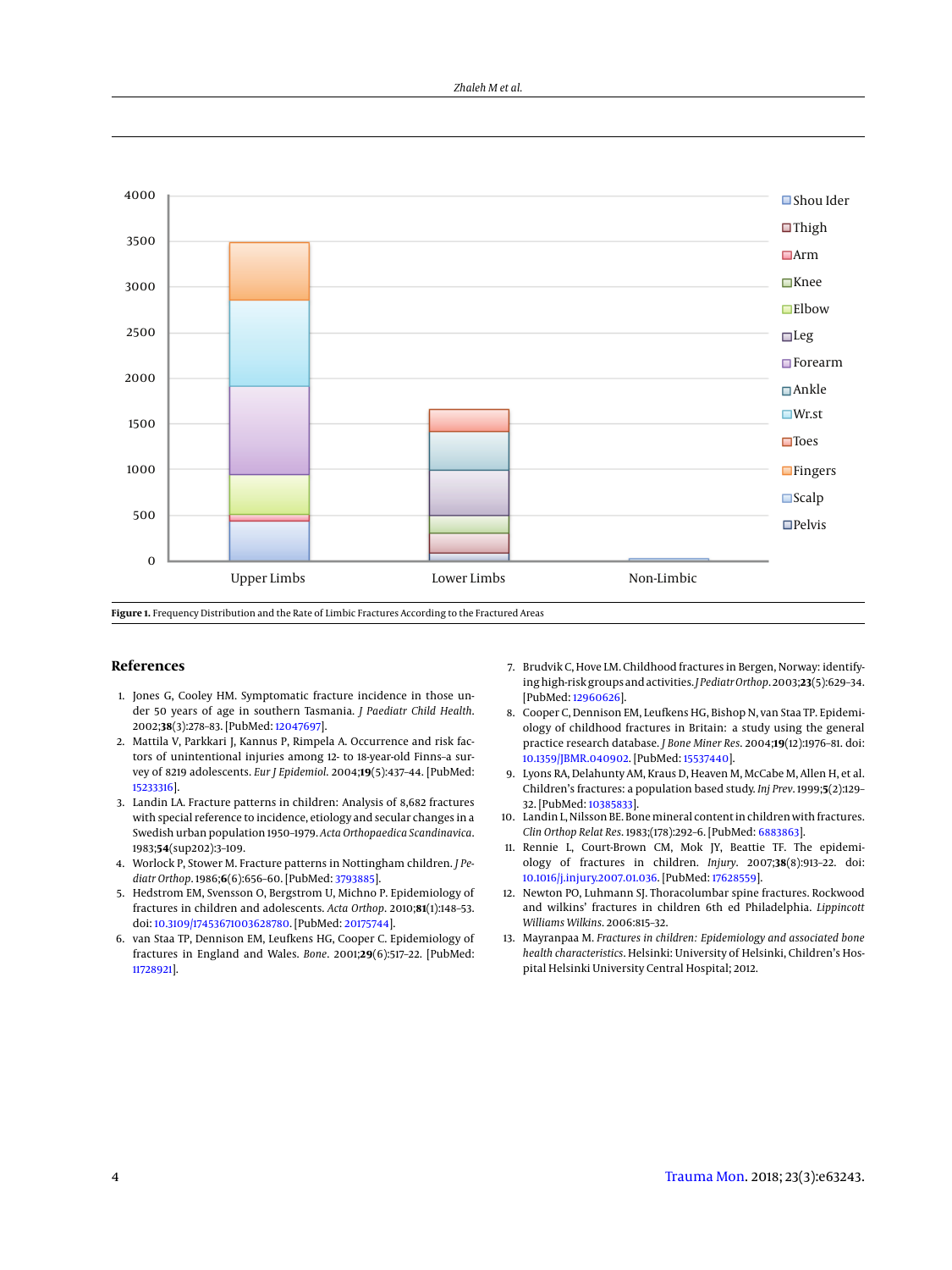4000
3500
3000
2500
2000
1500
1000
500
0

Upper Limbs
Lower Limbs
Non-Limbic

Shou lder
Thigh
Arm
Knee
Elbow
Leg
Forearm
Ankle
Wr.st
Toes
Fingers
Scalp
Pelvis

**Figure 1.** Frequency Distribution and the Rate of Limbic Fractures According to the Fractured Areas

## References

1. Jones G, Cooley HM. Symptomatic fracture incidence in those under 50 years of age in southern Tasmania. *J Paediatr Child Health*. 2002;**38**(3):278–83. [PubMed: 12047697].
2. Mattila V, Parkkari J, Kannus P, Rimpela A. Occurrence and risk factors of unintentional injuries among 12- to 18-year-old Finns–a survey of 8219 adolescents. *Eur J Epidemiol*. 2004;**19**(5):437–44. [PubMed: 15233316].
3. Landin LA. Fracture patterns in children: Analysis of 8,682 fractures with special reference to incidence, etiology and secular changes in a Swedish urban population 1950–1979. *Acta Orthopaedica Scandinavica*. 1983;**54**(sup202):3–109.
4. Worlock P, Stower M. Fracture patterns in Nottingham children. *J Pediatr Orthop*. 1986;**6**(6):656–60. [PubMed: 3793885].
5. Hedstrom EM, Svensson O, Bergstrom U, Michno P. Epidemiology of fractures in children and adolescents. *Acta Orthop*. 2010;**81**(1):148–53. doi: 10.3109/17453671003628780. [PubMed: 20175744].
6. van Staa TP, Dennison EM, Leufkens HG, Cooper C. Epidemiology of fractures in England and Wales. *Bone*. 2001;**29**(6):517–22. [PubMed: 11728921].
7. Brudvik C, Hove LM. Childhood fractures in Bergen, Norway: identifying high-risk groups and activities. *J Pediatr Orthop*. 2003;**23**(5):629–34. [PubMed: 12960626].
8. Cooper C, Dennison EM, Leufkens HG, Bishop N, van Staa TP. Epidemiology of childhood fractures in Britain: a study using the general practice research database. *J Bone Miner Res*. 2004;**19**(12):1976–81. doi: 10.1359/JBMR.040902. [PubMed: 15537440].
9. Lyons RA, Delahunty AM, Kraus D, Heaven M, McCabe M, Allen H, et al. Children's fractures: a population based study. *Inj Prev*. 1999;**5**(2):129–32. [PubMed: 10385833].
10. Landin L, Nilsson BE. Bone mineral content in children with fractures. *Clin Orthop Relat Res*. 1983;(178):292–6. [PubMed: 6883863].
11. Rennie L, Court-Brown CM, Mok JY, Beattie TF. The epidemiology of fractures in children. *Injury*. 2007;**38**(8):913–22. doi: 10.1016/j.injury.2007.01.036. [PubMed: 17628559].
12. Newton PO, Luhmann SJ. Thoracolumbar spine fractures. Rockwood and wilkins' fractures in children 6th ed Philadelphia. *Lippincott Williams Wilkins*. 2006:815–32.
13. Mayranpaa M. *Fractures in children: Epidemiology and associated bone health characteristics*. Helsinki: University of Helsinki, Children's Hospital Helsinki University Central Hospital; 2012.